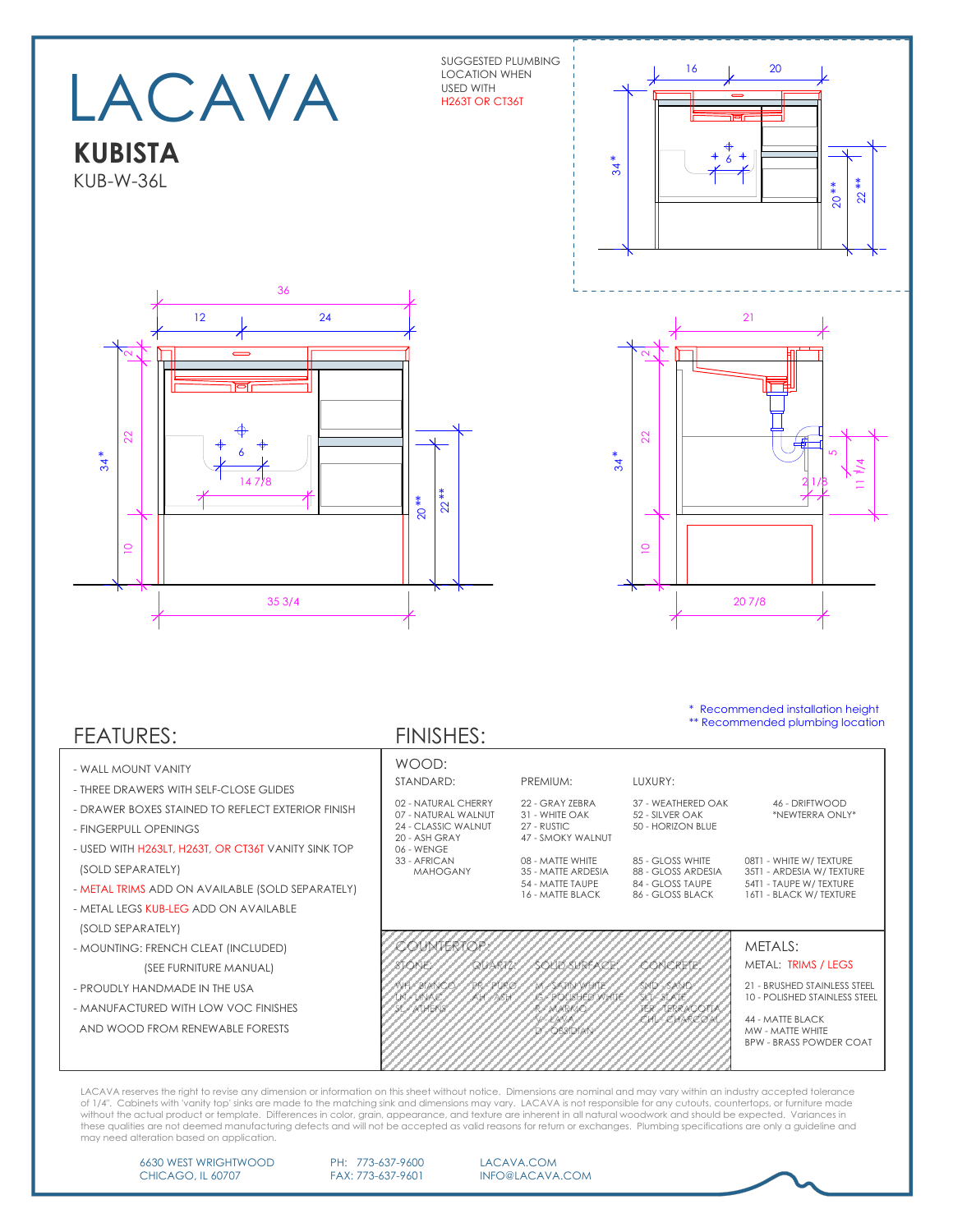# LACAVA

## KUBISTA

KUB-W-36L

SUGGESTED PLUMBING LOCATION WHEN USED WITH H263T OR CT36T

\* Recommended installation height
\*\* Recommended plumbing location

## FEATURES:

- WALL MOUNT VANITY
- THREE DRAWERS WITH SELF-CLOSE GLIDES
- DRAWER BOXES STAINED TO REFLECT EXTERIOR FINISH
- FINGERPULL OPENINGS
- USED WITH H263LT, H263T, OR CT36T VANITY SINK TOP (SOLD SEPARATELY)
- METAL TRIMS ADD ON AVAILABLE (SOLD SEPARATELY)
- METAL LEGS KUB-LEG ADD ON AVAILABLE (SOLD SEPARATELY)
- MOUNTING: FRENCH CLEAT (INCLUDED) (SEE FURNITURE MANUAL)
- PROUDLY HANDMADE IN THE USA
- MANUFACTURED WITH LOW VOC FINISHES AND WOOD FROM RENEWABLE FORESTS

## FINISHES:

### WOOD:

| STANDARD: | PREMIUM: | LUXURY: | |
|---|---|---|---|
| 02 - NATURAL CHERRY<br>07 - NATURAL WALNUT<br>24 - CLASSIC WALNUT<br>20 - ASH GRAY<br>06 - WENGE<br>33 - AFRICAN MAHOGANY | 22 - GRAY ZEBRA<br>31 - WHITE OAK<br>27 - RUSTIC<br>47 - SMOKY WALNUT | 37 - WEATHERED OAK<br>52 - SILVER OAK<br>50 - HORIZON BLUE | 46 - DRIFTWOOD<br>\*NEWTERRA ONLY\* |
| | 08 - MATTE WHITE<br>35 - MATTE ARDESIA<br>54 - MATTE TAUPE<br>16 - MATTE BLACK | 85 - GLOSS WHITE<br>88 - GLOSS ARDESIA<br>84 - GLOSS TAUPE<br>86 - GLOSS BLACK | 08T1 - WHITE W/ TEXTURE<br>35T1 - ARDESIA W/ TEXTURE<br>54T1 - TAUPE W/ TEXTURE<br>16T1 - BLACK W/ TEXTURE |

### COUNTERTOP:

| STONE: | QUARTZ: | SOLID SURFACE: | CONCRETE: |
|---|---|---|---|
| WH - BIANCO<br>LN - LINAC<br>SL - ATHENS | PR - PURO<br>AH - ASH | M - SATIN WHITE<br>G - POLISHED WHITE<br>R - MARMO<br>V - LAVA<br>D - OBSIDIAN | SND - SAND<br>SLT - SLATE<br>TER - TERRACOTTA<br>CHL - CHARCOAL |

### METALS:

METAL: TRIMS / LEGS

21 - BRUSHED STAINLESS STEEL
10 - POLISHED STAINLESS STEEL

44 - MATTE BLACK
MW - MATTE WHITE
BPW - BRASS POWDER COAT

LACAVA reserves the right to revise any dimension or information on this sheet without notice. Dimensions are nominal and may vary within an industry accepted tolerance of 1/4". Cabinets with 'vanity top' sinks are made to the matching sink and dimensions may vary. LACAVA is not responsible for any cutouts, countertops, or furniture made without the actual product or template. Differences in color, grain, appearance, and texture are inherent in all natural woodwork and should be expected. Variances in these qualities are not deemed manufacturing defects and will not be accepted as valid reasons for return or exchanges. Plumbing specifications are only a guideline and may need alteration based on application.

6630 WEST WRIGHTWOOD
CHICAGO, IL 60707

PH: 773-637-9600
FAX: 773-637-9601

LACAVA.COM
INFO@LACAVA.COM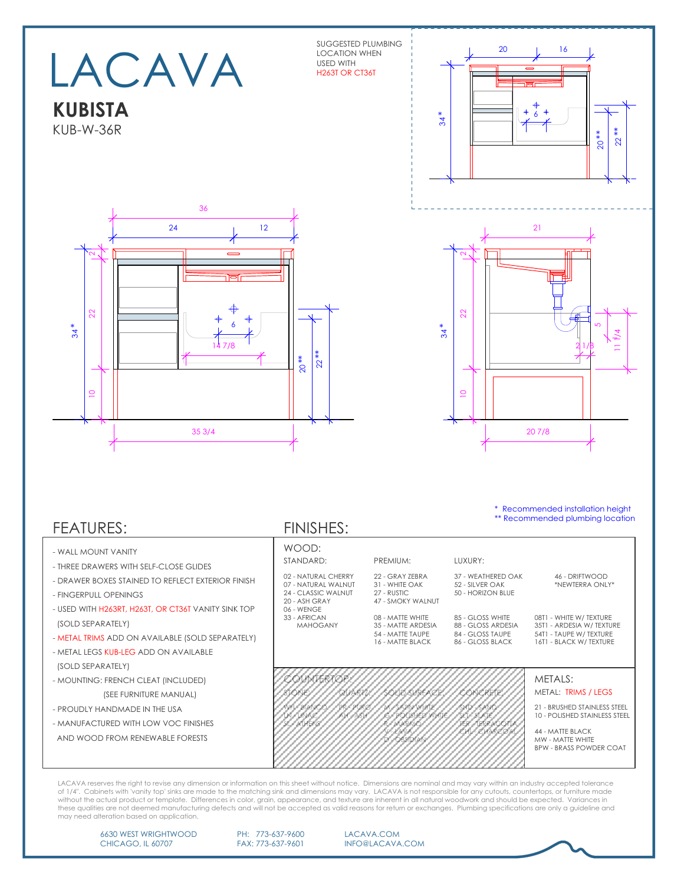# LACAVA

## KUBISTA

KUB-W-36R

SUGGESTED PLUMBING LOCATION WHEN USED WITH H263T OR CT36T

20
16
34 *
6
20 **
22 **

36
24
12
2
22
34 *
10
6
14 7/8
20 **
22 **
35 3/4

21
2
22
34 *
10
5
2 1/8
11 1/4
20 7/8

\* Recommended installation height
\*\* Recommended plumbing location

## FEATURES:

- WALL MOUNT VANITY
- THREE DRAWERS WITH SELF-CLOSE GLIDES
- DRAWER BOXES STAINED TO REFLECT EXTERIOR FINISH
- FINGERPULL OPENINGS
- USED WITH H263RT, H263T, OR CT36T VANITY SINK TOP (SOLD SEPARATELY)
- METAL TRIMS ADD ON AVAILABLE (SOLD SEPARATELY)
- METAL LEGS KUB-LEG ADD ON AVAILABLE (SOLD SEPARATELY)
- MOUNTING: FRENCH CLEAT (INCLUDED) (SEE FURNITURE MANUAL)
- PROUDLY HANDMADE IN THE USA
- MANUFACTURED WITH LOW VOC FINISHES AND WOOD FROM RENEWABLE FORESTS

## FINISHES:

### WOOD:

| STANDARD: | PREMIUM: | LUXURY: | |
|---|---|---|---|
| 02 - NATURAL CHERRY | 22 - GRAY ZEBRA | 37 - WEATHERED OAK | 46 - DRIFTWOOD *NEWTERRA ONLY* |
| 07 - NATURAL WALNUT | 31 - WHITE OAK | 52 - SILVER OAK | |
| 24 - CLASSIC WALNUT | 27 - RUSTIC | 50 - HORIZON BLUE | |
| 20 - ASH GRAY | 47 - SMOKY WALNUT | | |
| 06 - WENGE | | | |
| 33 - AFRICAN MAHOGANY | 08 - MATTE WHITE | 85 - GLOSS WHITE | 08T1 - WHITE W/ TEXTURE |
| | 35 - MATTE ARDESIA | 88 - GLOSS ARDESIA | 35T1 - ARDESIA W/ TEXTURE |
| | 54 - MATTE TAUPE | 84 - GLOSS TAUPE | 54T1 - TAUPE W/ TEXTURE |
| | 16 - MATTE BLACK | 86 - GLOSS BLACK | 16T1 - BLACK W/ TEXTURE |

### COUNTERTOP:

| STONE: | QUARTZ: | SOLID SURFACE: | CONCRETE: |
|---|---|---|---|
| WH - BIANCO | PR - PURO | M - SATIN WHITE | SND - SAND |
| LN - LINAC | AH - ASH | G - POLISHED WHITE | SLT - SLATE |
| SL - ATHENS | | R - MARMO | TER - TERRACOTTA |
| | | V - LAVA | CHL - CHARCOAL |
| | | D - OBSIDIAN | |

### METALS:

METAL: TRIMS / LEGS

21 - BRUSHED STAINLESS STEEL
10 - POLISHED STAINLESS STEEL

44 - MATTE BLACK
MW - MATTE WHITE
BPW - BRASS POWDER COAT

LACAVA reserves the right to revise any dimension or information on this sheet without notice. Dimensions are nominal and may vary within an industry accepted tolerance of 1/4". Cabinets with 'vanity top' sinks are made to the matching sink and dimensions may vary. LACAVA is not responsible for any cutouts, countertops, or furniture made without the actual product or template. Differences in color, grain, appearance, and texture are inherent in all natural woodwork and should be expected. Variances in these qualities are not deemed manufacturing defects and will not be accepted as valid reasons for return or exchanges. Plumbing specifications are only a guideline and may need alteration based on application.

6630 WEST WRIGHTWOOD
CHICAGO, IL 60707

PH: 773-637-9600
FAX: 773-637-9601

LACAVA.COM
INFO@LACAVA.COM